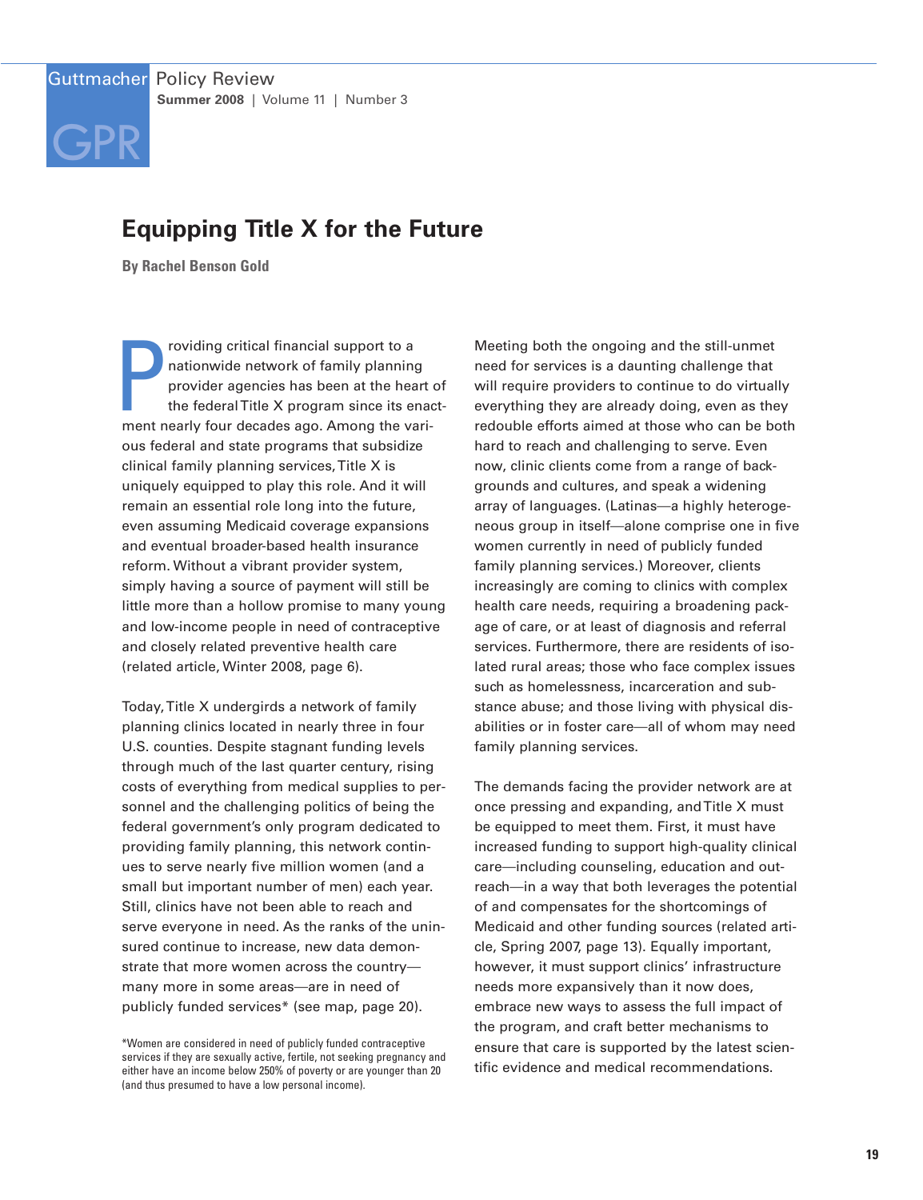# Equipping Title X for the Future

**By Rachel Benson Gold**

Providing critical financial support to a nationwide network of family planning provider agencies has been at the heart of the federal Title X program since its enactment nearly four decades ago. Among the various federal and state programs that subsidize clinical family planning services, Title X is uniquely equipped to play this role. And it will remain an essential role long into the future, even assuming Medicaid coverage expansions and eventual broader-based health insurance reform. Without a vibrant provider system, simply having a source of payment will still be little more than a hollow promise to many young and low-income people in need of contraceptive and closely related preventive health care (related article, Winter 2008, page 6).

Today, Title X undergirds a network of family planning clinics located in nearly three in four U.S. counties. Despite stagnant funding levels through much of the last quarter century, rising costs of everything from medical supplies to personnel and the challenging politics of being the federal government's only program dedicated to providing family planning, this network continues to serve nearly five million women (and a small but important number of men) each year. Still, clinics have not been able to reach and serve everyone in need. As the ranks of the uninsured continue to increase, new data demonstrate that more women across the country—many more in some areas—are in need of publicly funded services* (see map, page 20).

Meeting both the ongoing and the still-unmet need for services is a daunting challenge that will require providers to continue to do virtually everything they are already doing, even as they redouble efforts aimed at those who can be both hard to reach and challenging to serve. Even now, clinic clients come from a range of backgrounds and cultures, and speak a widening array of languages. (Latinas—a highly heterogeneous group in itself—alone comprise one in five women currently in need of publicly funded family planning services.) Moreover, clients increasingly are coming to clinics with complex health care needs, requiring a broadening package of care, or at least of diagnosis and referral services. Furthermore, there are residents of isolated rural areas; those who face complex issues such as homelessness, incarceration and substance abuse; and those living with physical disabilities or in foster care—all of whom may need family planning services.

The demands facing the provider network are at once pressing and expanding, and Title X must be equipped to meet them. First, it must have increased funding to support high-quality clinical care—including counseling, education and outreach—in a way that both leverages the potential of and compensates for the shortcomings of Medicaid and other funding sources (related article, Spring 2007, page 13). Equally important, however, it must support clinics' infrastructure needs more expansively than it now does, embrace new ways to assess the full impact of the program, and craft better mechanisms to ensure that care is supported by the latest scientific evidence and medical recommendations.

*Women are considered in need of publicly funded contraceptive services if they are sexually active, fertile, not seeking pregnancy and either have an income below 250% of poverty or are younger than 20 (and thus presumed to have a low personal income).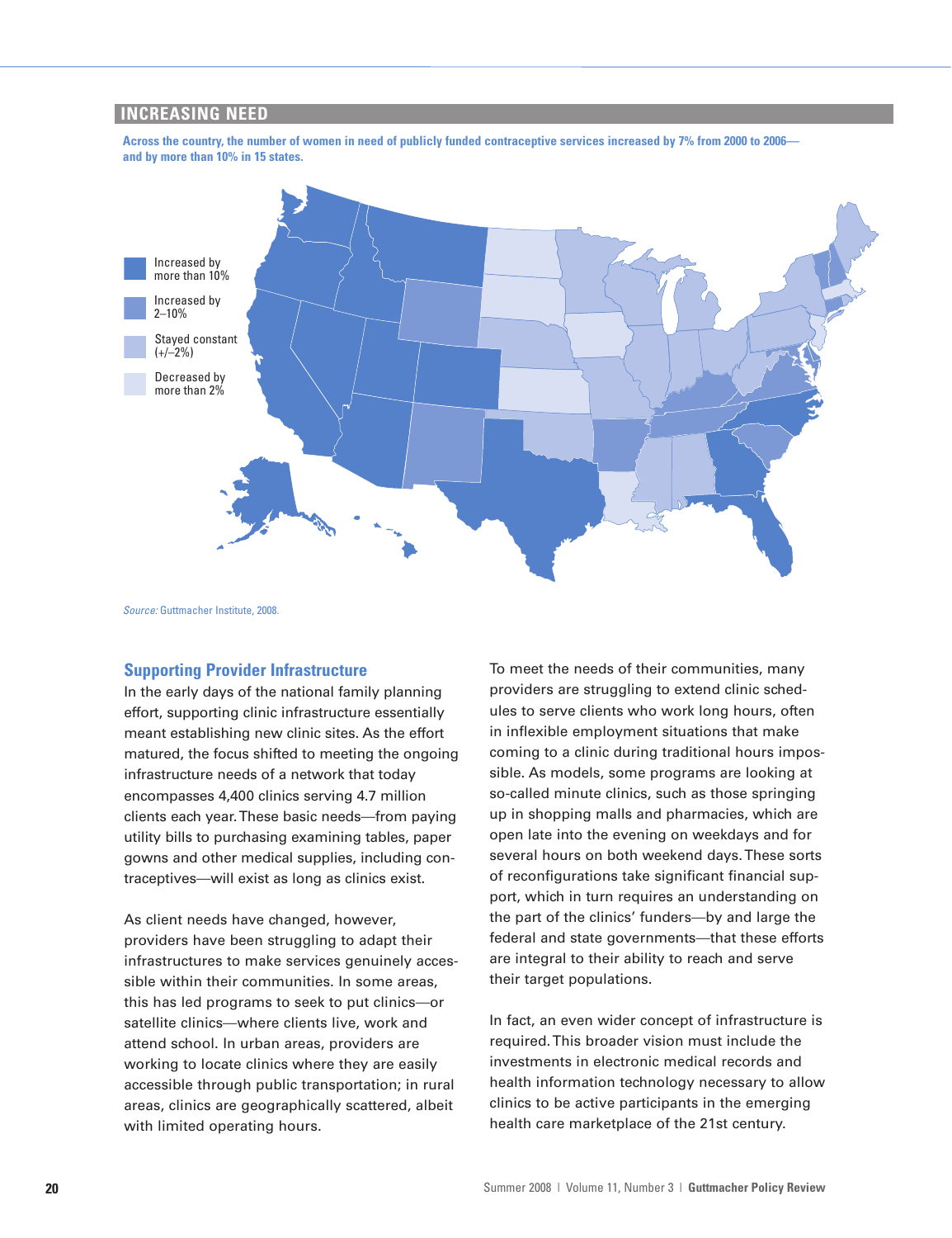## INCREASING NEED

**Across the country, the number of women in need of publicly funded contraceptive services increased by 7% from 2000 to 2006—and by more than 10% in 15 states.**

Increased by more than 10%

Increased by 2–10%

Stayed constant (+/–2%)

Decreased by more than 2%

*Source:* Guttmacher Institute, 2008.

### Supporting Provider Infrastructure

In the early days of the national family planning effort, supporting clinic infrastructure essentially meant establishing new clinic sites. As the effort matured, the focus shifted to meeting the ongoing infrastructure needs of a network that today encompasses 4,400 clinics serving 4.7 million clients each year. These basic needs—from paying utility bills to purchasing examining tables, paper gowns and other medical supplies, including contraceptives—will exist as long as clinics exist.

As client needs have changed, however, providers have been struggling to adapt their infrastructures to make services genuinely accessible within their communities. In some areas, this has led programs to seek to put clinics—or satellite clinics—where clients live, work and attend school. In urban areas, providers are working to locate clinics where they are easily accessible through public transportation; in rural areas, clinics are geographically scattered, albeit with limited operating hours.

To meet the needs of their communities, many providers are struggling to extend clinic schedules to serve clients who work long hours, often in inflexible employment situations that make coming to a clinic during traditional hours impossible. As models, some programs are looking at so-called minute clinics, such as those springing up in shopping malls and pharmacies, which are open late into the evening on weekdays and for several hours on both weekend days. These sorts of reconfigurations take significant financial support, which in turn requires an understanding on the part of the clinics' funders—by and large the federal and state governments—that these efforts are integral to their ability to reach and serve their target populations.

In fact, an even wider concept of infrastructure is required. This broader vision must include the investments in electronic medical records and health information technology necessary to allow clinics to be active participants in the emerging health care marketplace of the 21st century.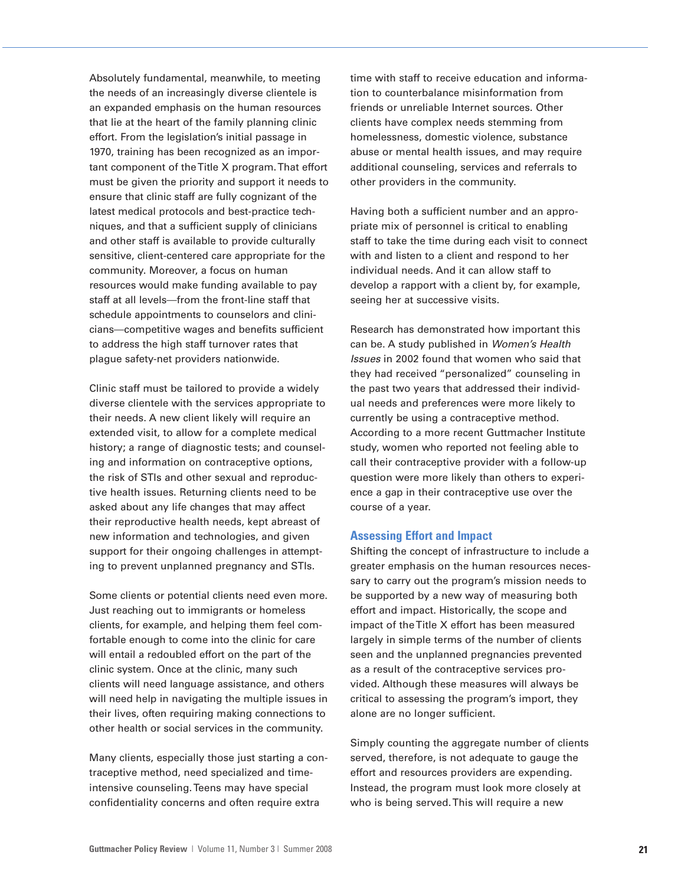Absolutely fundamental, meanwhile, to meeting the needs of an increasingly diverse clientele is an expanded emphasis on the human resources that lie at the heart of the family planning clinic effort. From the legislation's initial passage in 1970, training has been recognized as an important component of the Title X program. That effort must be given the priority and support it needs to ensure that clinic staff are fully cognizant of the latest medical protocols and best-practice techniques, and that a sufficient supply of clinicians and other staff is available to provide culturally sensitive, client-centered care appropriate for the community. Moreover, a focus on human resources would make funding available to pay staff at all levels—from the front-line staff that schedule appointments to counselors and clinicians—competitive wages and benefits sufficient to address the high staff turnover rates that plague safety-net providers nationwide.

Clinic staff must be tailored to provide a widely diverse clientele with the services appropriate to their needs. A new client likely will require an extended visit, to allow for a complete medical history; a range of diagnostic tests; and counseling and information on contraceptive options, the risk of STIs and other sexual and reproductive health issues. Returning clients need to be asked about any life changes that may affect their reproductive health needs, kept abreast of new information and technologies, and given support for their ongoing challenges in attempting to prevent unplanned pregnancy and STIs.

Some clients or potential clients need even more. Just reaching out to immigrants or homeless clients, for example, and helping them feel comfortable enough to come into the clinic for care will entail a redoubled effort on the part of the clinic system. Once at the clinic, many such clients will need language assistance, and others will need help in navigating the multiple issues in their lives, often requiring making connections to other health or social services in the community.

Many clients, especially those just starting a contraceptive method, need specialized and time-intensive counseling. Teens may have special confidentiality concerns and often require extra time with staff to receive education and information to counterbalance misinformation from friends or unreliable Internet sources. Other clients have complex needs stemming from homelessness, domestic violence, substance abuse or mental health issues, and may require additional counseling, services and referrals to other providers in the community.

Having both a sufficient number and an appropriate mix of personnel is critical to enabling staff to take the time during each visit to connect with and listen to a client and respond to her individual needs. And it can allow staff to develop a rapport with a client by, for example, seeing her at successive visits.

Research has demonstrated how important this can be. A study published in *Women's Health Issues* in 2002 found that women who said that they had received "personalized" counseling in the past two years that addressed their individual needs and preferences were more likely to currently be using a contraceptive method. According to a more recent Guttmacher Institute study, women who reported not feeling able to call their contraceptive provider with a follow-up question were more likely than others to experience a gap in their contraceptive use over the course of a year.

## Assessing Effort and Impact

Shifting the concept of infrastructure to include a greater emphasis on the human resources necessary to carry out the program's mission needs to be supported by a new way of measuring both effort and impact. Historically, the scope and impact of the Title X effort has been measured largely in simple terms of the number of clients seen and the unplanned pregnancies prevented as a result of the contraceptive services provided. Although these measures will always be critical to assessing the program's import, they alone are no longer sufficient.

Simply counting the aggregate number of clients served, therefore, is not adequate to gauge the effort and resources providers are expending. Instead, the program must look more closely at who is being served. This will require a new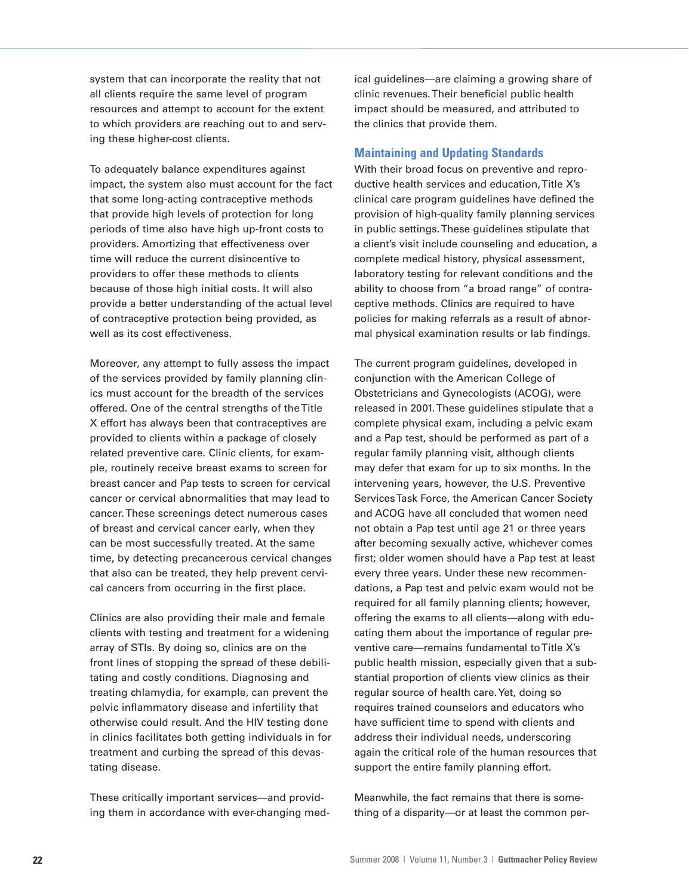system that can incorporate the reality that not all clients require the same level of program resources and attempt to account for the extent to which providers are reaching out to and serving these higher-cost clients.

To adequately balance expenditures against impact, the system also must account for the fact that some long-acting contraceptive methods that provide high levels of protection for long periods of time also have high up-front costs to providers. Amortizing that effectiveness over time will reduce the current disincentive to providers to offer these methods to clients because of those high initial costs. It will also provide a better understanding of the actual level of contraceptive protection being provided, as well as its cost effectiveness.

Moreover, any attempt to fully assess the impact of the services provided by family planning clinics must account for the breadth of the services offered. One of the central strengths of the Title X effort has always been that contraceptives are provided to clients within a package of closely related preventive care. Clinic clients, for example, routinely receive breast exams to screen for breast cancer and Pap tests to screen for cervical cancer or cervical abnormalities that may lead to cancer. These screenings detect numerous cases of breast and cervical cancer early, when they can be most successfully treated. At the same time, by detecting precancerous cervical changes that also can be treated, they help prevent cervical cancers from occurring in the first place.

Clinics are also providing their male and female clients with testing and treatment for a widening array of STIs. By doing so, clinics are on the front lines of stopping the spread of these debilitating and costly conditions. Diagnosing and treating chlamydia, for example, can prevent the pelvic inflammatory disease and infertility that otherwise could result. And the HIV testing done in clinics facilitates both getting individuals in for treatment and curbing the spread of this devastating disease.

These critically important services—and providing them in accordance with ever-changing medical guidelines—are claiming a growing share of clinic revenues. Their beneficial public health impact should be measured, and attributed to the clinics that provide them.

## Maintaining and Updating Standards

With their broad focus on preventive and reproductive health services and education, Title X's clinical care program guidelines have defined the provision of high-quality family planning services in public settings. These guidelines stipulate that a client's visit include counseling and education, a complete medical history, physical assessment, laboratory testing for relevant conditions and the ability to choose from "a broad range" of contraceptive methods. Clinics are required to have policies for making referrals as a result of abnormal physical examination results or lab findings.

The current program guidelines, developed in conjunction with the American College of Obstetricians and Gynecologists (ACOG), were released in 2001. These guidelines stipulate that a complete physical exam, including a pelvic exam and a Pap test, should be performed as part of a regular family planning visit, although clients may defer that exam for up to six months. In the intervening years, however, the U.S. Preventive Services Task Force, the American Cancer Society and ACOG have all concluded that women need not obtain a Pap test until age 21 or three years after becoming sexually active, whichever comes first; older women should have a Pap test at least every three years. Under these new recommendations, a Pap test and pelvic exam would not be required for all family planning clients; however, offering the exams to all clients—along with educating them about the importance of regular preventive care—remains fundamental to Title X's public health mission, especially given that a substantial proportion of clients view clinics as their regular source of health care. Yet, doing so requires trained counselors and educators who have sufficient time to spend with clients and address their individual needs, underscoring again the critical role of the human resources that support the entire family planning effort.

Meanwhile, the fact remains that there is something of a disparity—or at least the common per-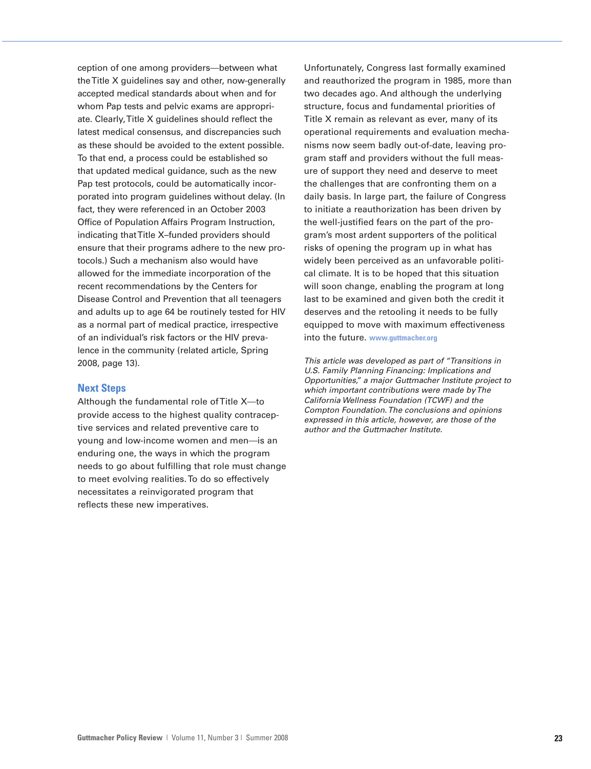ception of one among providers—between what the Title X guidelines say and other, now-generally accepted medical standards about when and for whom Pap tests and pelvic exams are appropriate. Clearly, Title X guidelines should reflect the latest medical consensus, and discrepancies such as these should be avoided to the extent possible. To that end, a process could be established so that updated medical guidance, such as the new Pap test protocols, could be automatically incorporated into program guidelines without delay. (In fact, they were referenced in an October 2003 Office of Population Affairs Program Instruction, indicating that Title X–funded providers should ensure that their programs adhere to the new protocols.) Such a mechanism also would have allowed for the immediate incorporation of the recent recommendations by the Centers for Disease Control and Prevention that all teenagers and adults up to age 64 be routinely tested for HIV as a normal part of medical practice, irrespective of an individual's risk factors or the HIV prevalence in the community (related article, Spring 2008, page 13).

## Next Steps

Although the fundamental role of Title X—to provide access to the highest quality contraceptive services and related preventive care to young and low-income women and men—is an enduring one, the ways in which the program needs to go about fulfilling that role must change to meet evolving realities. To do so effectively necessitates a reinvigorated program that reflects these new imperatives.

Unfortunately, Congress last formally examined and reauthorized the program in 1985, more than two decades ago. And although the underlying structure, focus and fundamental priorities of Title X remain as relevant as ever, many of its operational requirements and evaluation mechanisms now seem badly out-of-date, leaving program staff and providers without the full measure of support they need and deserve to meet the challenges that are confronting them on a daily basis. In large part, the failure of Congress to initiate a reauthorization has been driven by the well-justified fears on the part of the program's most ardent supporters of the political risks of opening the program up in what has widely been perceived as an unfavorable political climate. It is to be hoped that this situation will soon change, enabling the program at long last to be examined and given both the credit it deserves and the retooling it needs to be fully equipped to move with maximum effectiveness into the future. **www.guttmacher.org**

*This article was developed as part of "Transitions in U.S. Family Planning Financing: Implications and Opportunities," a major Guttmacher Institute project to which important contributions were made by The California Wellness Foundation (TCWF) and the Compton Foundation. The conclusions and opinions expressed in this article, however, are those of the author and the Guttmacher Institute.*